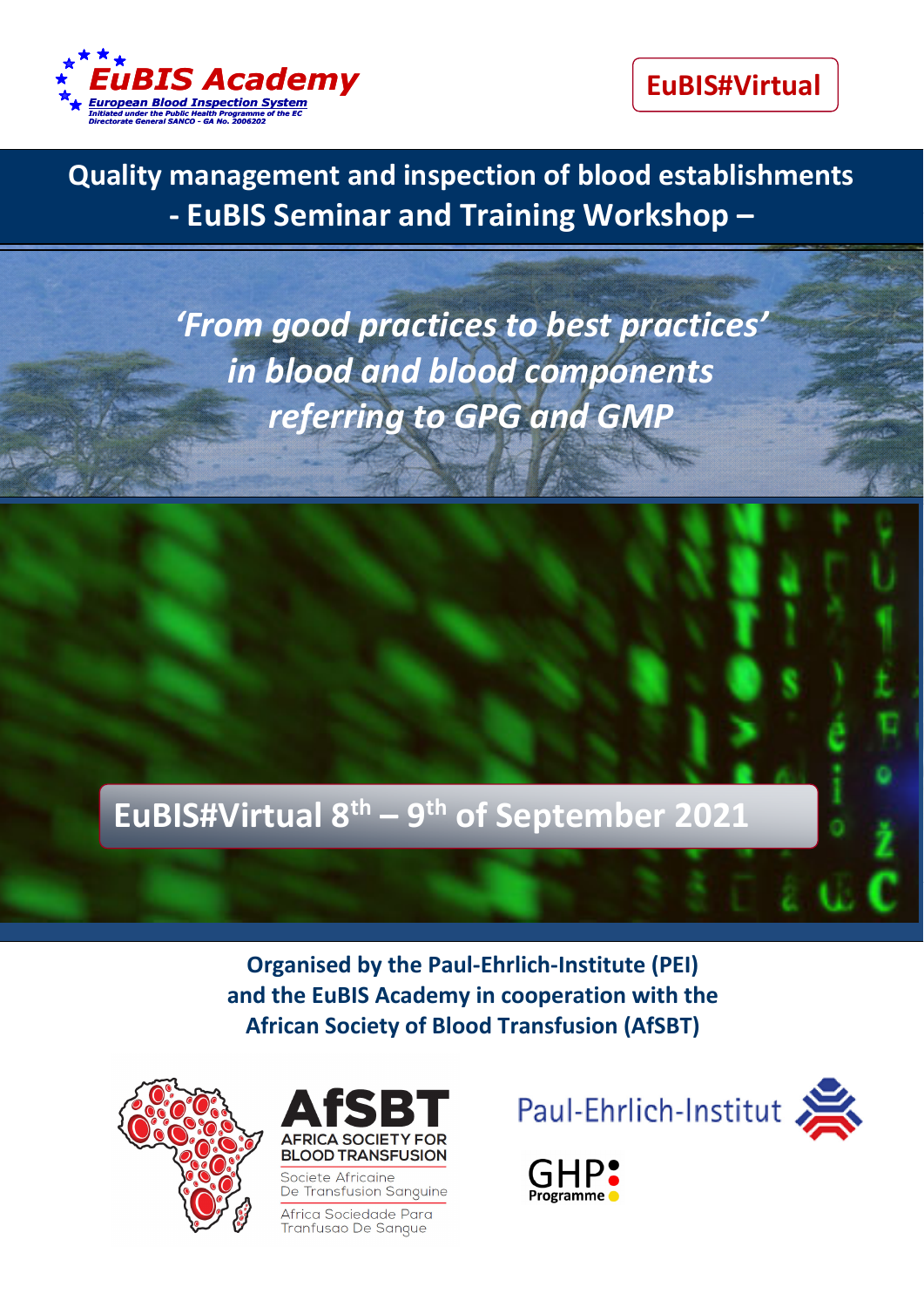EuBIS Academy

European Blood Inspection System

Initiated under the Public Health Programme of the EC Directorate General SANCO - GA No. 2006202

EuBIS#Virtual

# Quality management and inspection of blood establishments - EuBIS Seminar and Training Workshop –

## *‘From good practices to best practices’ in blood and blood components referring to GPG and GMP*

## EuBIS#Virtual 8th – 9th of September 2021

**Organised by the Paul-Ehrlich-Institute (PEI) and the EuBIS Academy in cooperation with the African Society of Blood Transfusion (AfSBT)**

AfSBT
AFRICA SOCIETY FOR BLOOD TRANSFUSION
Societe Africaine De Transfusion Sanguine
Africa Sociedade Para Tranfusao De Sangue

Paul-Ehrlich-Institut

GHP Programme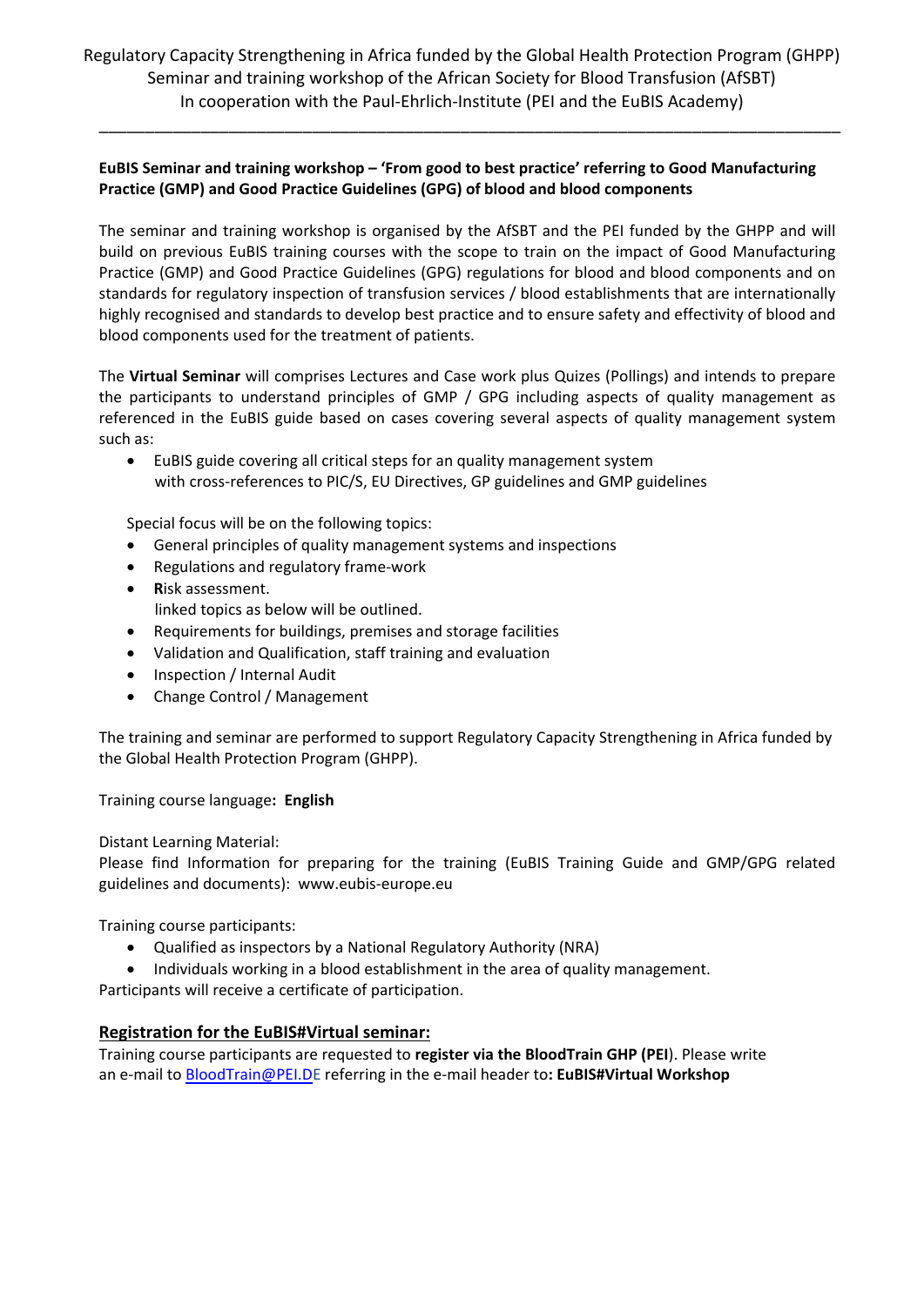Regulatory Capacity Strengthening in Africa funded by the Global Health Protection Program (GHPP)
Seminar and training workshop of the African Society for Blood Transfusion (AfSBT)
In cooperation with the Paul-Ehrlich-Institute (PEI and the EuBIS Academy)

---

**EuBIS Seminar and training workshop – 'From good to best practice' referring to Good Manufacturing Practice (GMP) and Good Practice Guidelines (GPG) of blood and blood components**

The seminar and training workshop is organised by the AfSBT and the PEI funded by the GHPP and will build on previous EuBIS training courses with the scope to train on the impact of Good Manufacturing Practice (GMP) and Good Practice Guidelines (GPG) regulations for blood and blood components and on standards for regulatory inspection of transfusion services / blood establishments that are internationally highly recognised and standards to develop best practice and to ensure safety and effectivity of blood and blood components used for the treatment of patients.

The **Virtual Seminar** will comprises Lectures and Case work plus Quizes (Pollings) and intends to prepare the participants to understand principles of GMP / GPG including aspects of quality management as referenced in the EuBIS guide based on cases covering several aspects of quality management system such as:

- EuBIS guide covering all critical steps for an quality management system
  with cross-references to PIC/S, EU Directives, GP guidelines and GMP guidelines

Special focus will be on the following topics:

- General principles of quality management systems and inspections
- Regulations and regulatory frame-work
- **R**isk assessment.
  linked topics as below will be outlined.
- Requirements for buildings, premises and storage facilities
- Validation and Qualification, staff training and evaluation
- Inspection / Internal Audit
- Change Control / Management

The training and seminar are performed to support Regulatory Capacity Strengthening in Africa funded by the Global Health Protection Program (GHPP).

Training course language**: English**

Distant Learning Material:
Please find Information for preparing for the training (EuBIS Training Guide and GMP/GPG related guidelines and documents): www.eubis-europe.eu

Training course participants:

- Qualified as inspectors by a National Regulatory Authority (NRA)
- Individuals working in a blood establishment in the area of quality management.

Participants will receive a certificate of participation.

## Registration for the EuBIS#Virtual seminar:

Training course participants are requested to **register via the BloodTrain GHP (PEI)**. Please write an e-mail to BloodTrain@PEI.DE referring in the e-mail header to**: EuBIS#Virtual Workshop**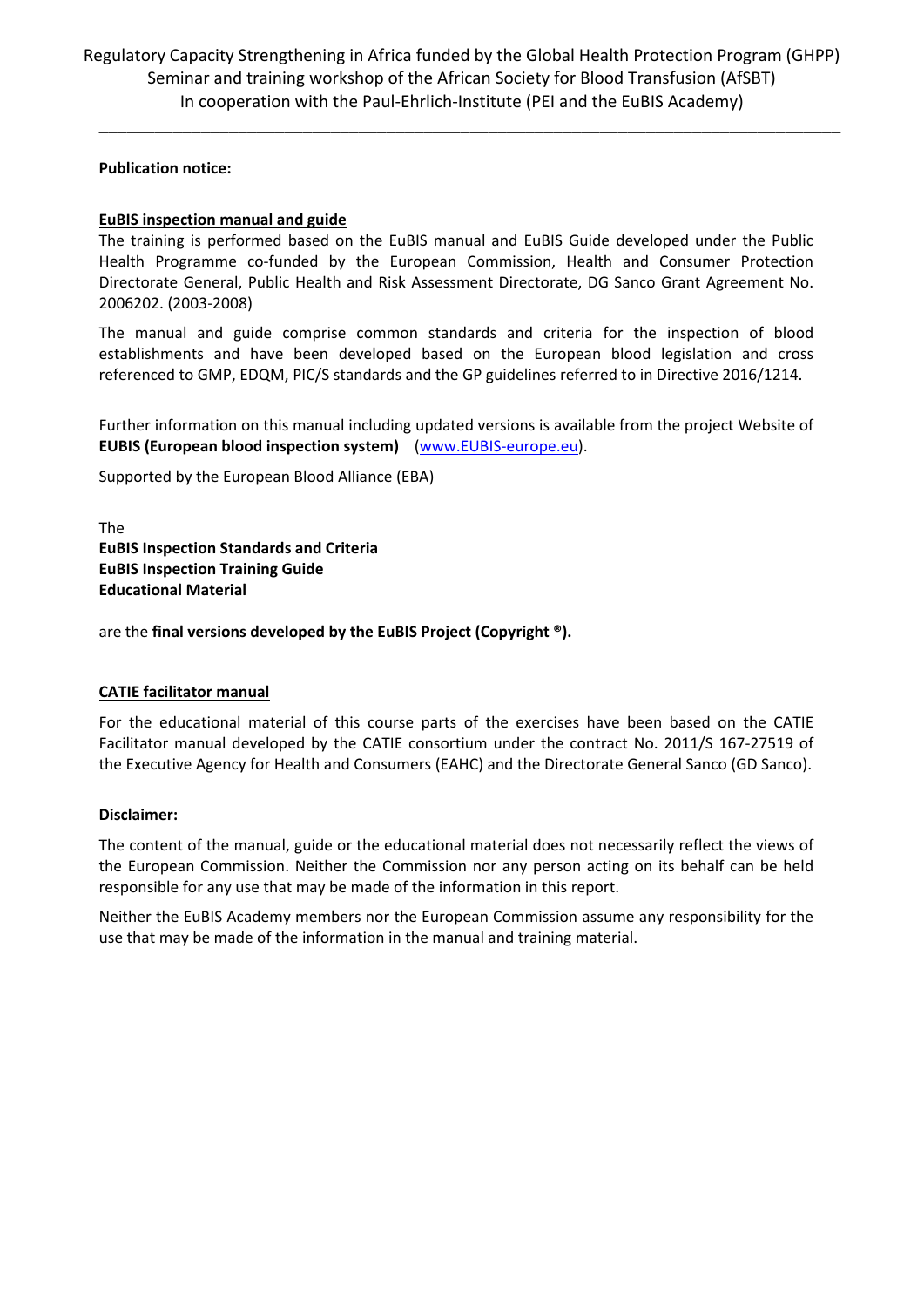**Publication notice:**

**EuBIS inspection manual and guide**

The training is performed based on the EuBIS manual and EuBIS Guide developed under the Public Health Programme co-funded by the European Commission, Health and Consumer Protection Directorate General, Public Health and Risk Assessment Directorate, DG Sanco Grant Agreement No. 2006202. (2003-2008)

The manual and guide comprise common standards and criteria for the inspection of blood establishments and have been developed based on the European blood legislation and cross referenced to GMP, EDQM, PIC/S standards and the GP guidelines referred to in Directive 2016/1214.

Further information on this manual including updated versions is available from the project Website of **EUBIS (European blood inspection system)** (www.EUBIS-europe.eu).

Supported by the European Blood Alliance (EBA)

The
**EuBIS Inspection Standards and Criteria**
**EuBIS Inspection Training Guide**
**Educational Material**

are the **final versions developed by the EuBIS Project (Copyright ®).**

**CATIE facilitator manual**

For the educational material of this course parts of the exercises have been based on the CATIE Facilitator manual developed by the CATIE consortium under the contract No. 2011/S 167-27519 of the Executive Agency for Health and Consumers (EAHC) and the Directorate General Sanco (GD Sanco).

**Disclaimer:**

The content of the manual, guide or the educational material does not necessarily reflect the views of the European Commission. Neither the Commission nor any person acting on its behalf can be held responsible for any use that may be made of the information in this report.

Neither the EuBIS Academy members nor the European Commission assume any responsibility for the use that may be made of the information in the manual and training material.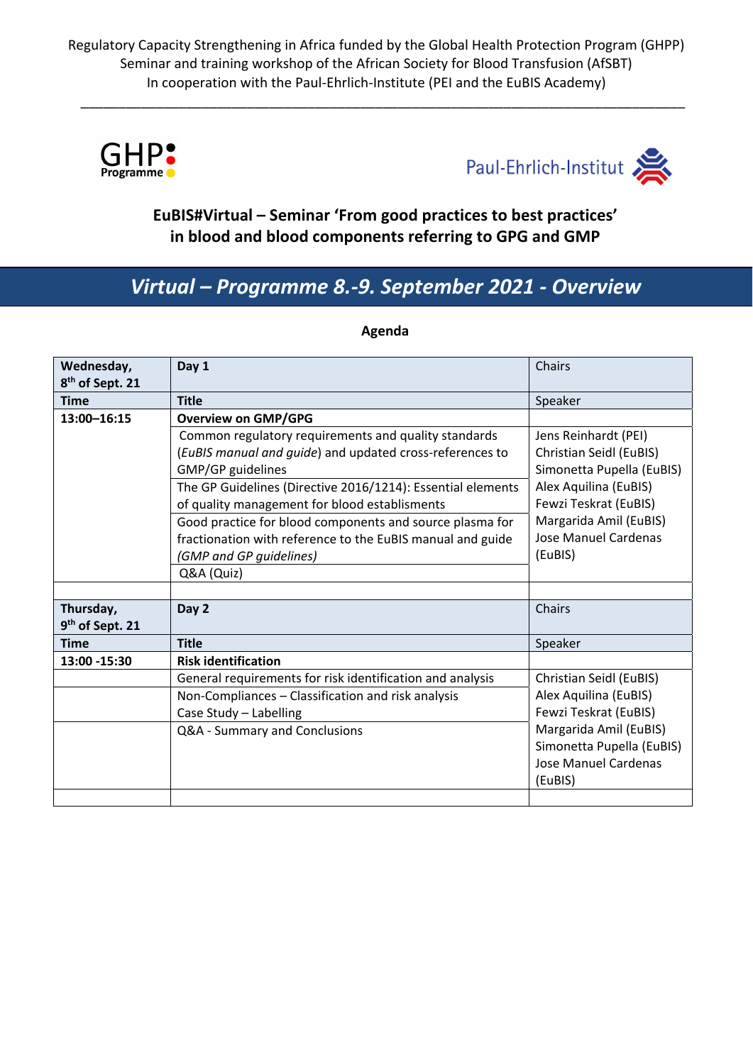Regulatory Capacity Strengthening in Africa funded by the Global Health Protection Program (GHPP)
Seminar and training workshop of the African Society for Blood Transfusion (AfSBT)
In cooperation with the Paul-Ehrlich-Institute (PEI and the EuBIS Academy)

GHP Programme

Paul-Ehrlich-Institut

## EuBIS#Virtual – Seminar 'From good practices to best practices' in blood and blood components referring to GPG and GMP

## *Virtual – Programme 8.-9. September 2021 - Overview*

**Agenda**

| **Wednesday, 8th of Sept. 21** | **Day 1** | Chairs |
|---|---|---|
| **Time** | **Title** | Speaker |
| **13:00–16:15** | **Overview on GMP/GPG** | |
| | Common regulatory requirements and quality standards (*EuBIS manual and guide*) and updated cross-references to GMP/GP guidelines | Jens Reinhardt (PEI)<br>Christian Seidl (EuBIS)<br>Simonetta Pupella (EuBIS)<br>Alex Aquilina (EuBIS)<br>Fewzi Teskrat (EuBIS)<br>Margarida Amil (EuBIS)<br>Jose Manuel Cardenas (EuBIS) |
| | The GP Guidelines (Directive 2016/1214): Essential elements of quality management for blood establishments | |
| | Good practice for blood components and source plasma for fractionation with reference to the EuBIS manual and guide *(GMP and GP guidelines)* | |
| | Q&A (Quiz) | |
| | | |
| **Thursday, 9th of Sept. 21** | **Day 2** | Chairs |
| **Time** | **Title** | Speaker |
| **13:00 -15:30** | **Risk identification** | |
| | General requirements for risk identification and analysis | Christian Seidl (EuBIS)<br>Alex Aquilina (EuBIS)<br>Fewzi Teskrat (EuBIS)<br>Margarida Amil (EuBIS)<br>Simonetta Pupella (EuBIS)<br>Jose Manuel Cardenas (EuBIS) |
| | Non-Compliances – Classification and risk analysis<br>Case Study – Labelling | |
| | Q&A - Summary and Conclusions | |
| | | |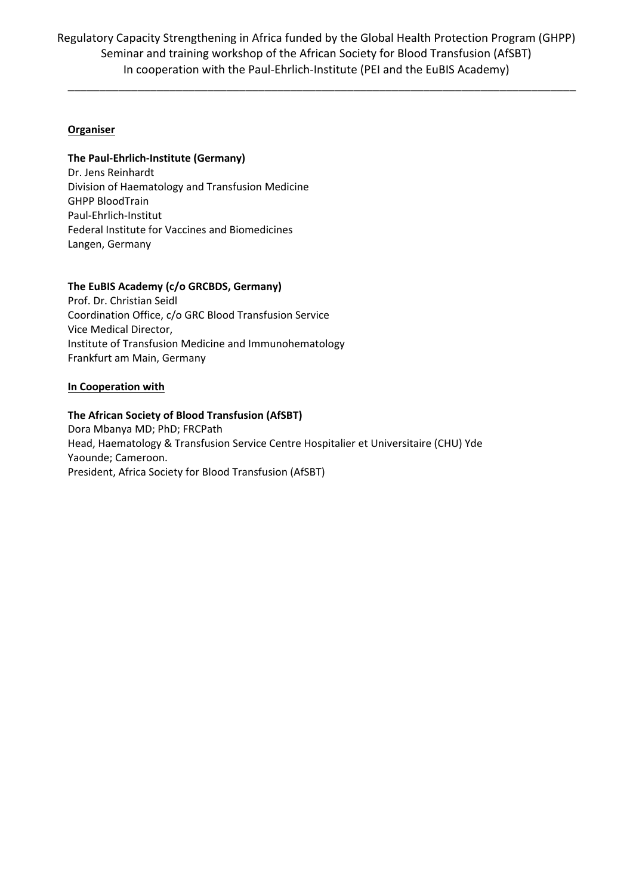**Organiser**

**The Paul-Ehrlich-Institute (Germany)**
Dr. Jens Reinhardt
Division of Haematology and Transfusion Medicine
GHPP BloodTrain
Paul-Ehrlich-Institut
Federal Institute for Vaccines and Biomedicines
Langen, Germany

**The EuBIS Academy (c/o GRCBDS, Germany)**
Prof. Dr. Christian Seidl
Coordination Office, c/o GRC Blood Transfusion Service
Vice Medical Director,
Institute of Transfusion Medicine and Immunohematology
Frankfurt am Main, Germany

**In Cooperation with**

**The African Society of Blood Transfusion (AfSBT)**
Dora Mbanya MD; PhD; FRCPath
Head, Haematology & Transfusion Service Centre Hospitalier et Universitaire (CHU) Yde
Yaounde; Cameroon.
President, Africa Society for Blood Transfusion (AfSBT)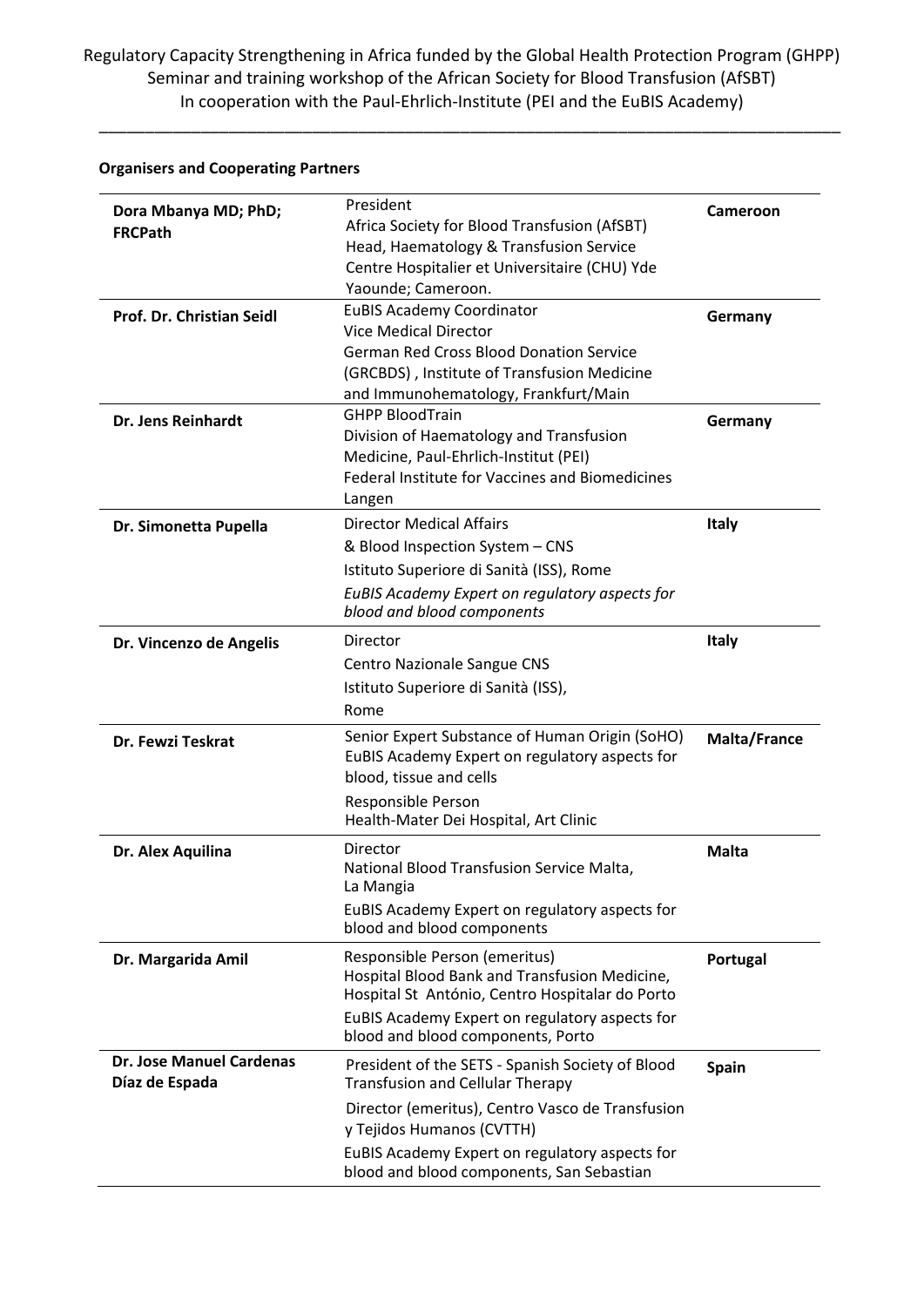Regulatory Capacity Strengthening in Africa funded by the Global Health Protection Program (GHPP)
Seminar and training workshop of the African Society for Blood Transfusion (AfSBT)
In cooperation with the Paul-Ehrlich-Institute (PEI and the EuBIS Academy)

**Organisers and Cooperating Partners**

| | | |
|---|---|---|
| **Dora Mbanya MD; PhD; FRCPath** | President<br>Africa Society for Blood Transfusion (AfSBT)<br>Head, Haematology & Transfusion Service<br>Centre Hospitalier et Universitaire (CHU) Yde<br>Yaounde; Cameroon. | **Cameroon** |
| **Prof. Dr. Christian Seidl** | EuBIS Academy Coordinator<br>Vice Medical Director<br>German Red Cross Blood Donation Service (GRCBDS) , Institute of Transfusion Medicine and Immunohematology, Frankfurt/Main | **Germany** |
| **Dr. Jens Reinhardt** | GHPP BloodTrain<br>Division of Haematology and Transfusion Medicine, Paul-Ehrlich-Institut (PEI)<br>Federal Institute for Vaccines and Biomedicines<br>Langen | **Germany** |
| **Dr. Simonetta Pupella** | Director Medical Affairs<br>& Blood Inspection System – CNS<br>Istituto Superiore di Sanità (ISS), Rome<br>*EuBIS Academy Expert on regulatory aspects for blood and blood components* | **Italy** |
| **Dr. Vincenzo de Angelis** | Director<br>Centro Nazionale Sangue CNS<br>Istituto Superiore di Sanità (ISS),<br>Rome | **Italy** |
| **Dr. Fewzi Teskrat** | Senior Expert Substance of Human Origin (SoHO)<br>EuBIS Academy Expert on regulatory aspects for blood, tissue and cells<br>Responsible Person<br>Health-Mater Dei Hospital, Art Clinic | **Malta/France** |
| **Dr. Alex Aquilina** | Director<br>National Blood Transfusion Service Malta, La Mangia<br>EuBIS Academy Expert on regulatory aspects for blood and blood components | **Malta** |
| **Dr. Margarida Amil** | Responsible Person (emeritus)<br>Hospital Blood Bank and Transfusion Medicine, Hospital St António, Centro Hospitalar do Porto<br>EuBIS Academy Expert on regulatory aspects for blood and blood components, Porto | **Portugal** |
| **Dr. Jose Manuel Cardenas Díaz de Espada** | President of the SETS - Spanish Society of Blood Transfusion and Cellular Therapy<br>Director (emeritus), Centro Vasco de Transfusion y Tejidos Humanos (CVTTH)<br>EuBIS Academy Expert on regulatory aspects for blood and blood components, San Sebastian | **Spain** |